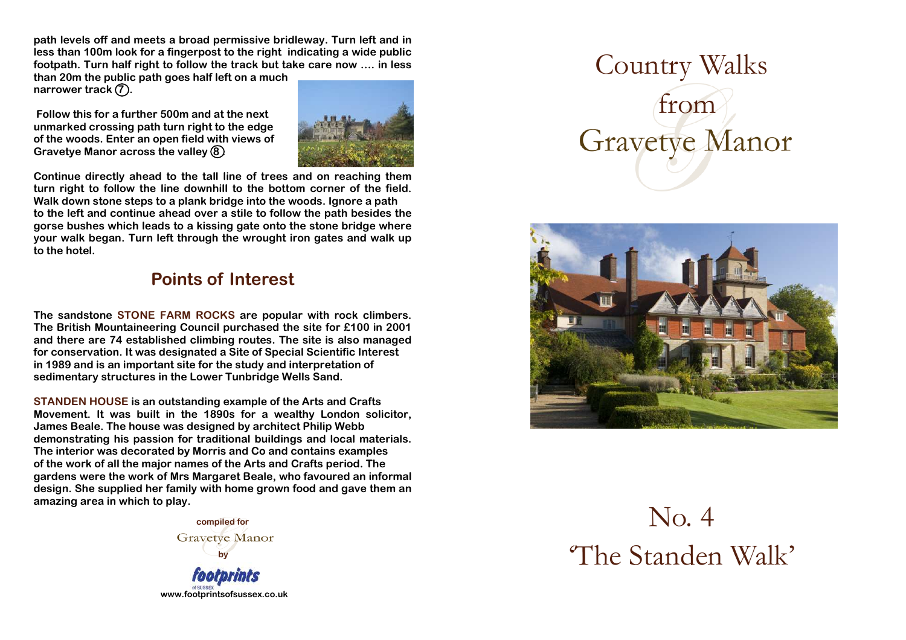path levels off and meets a broad permissive bridleway. Turn left and in less than 100m look for a fingerpost to the right indicating a wide public footpath. Turn half right to follow the track but take care now .... in less than 20m the public path goes half left on a much narrower track (7).

Follow this for a further 500m and at the next unmarked crossing path turn right to the edge of the woods. Enter an open field with views of Gravetye Manor across the valley (8)

Continue directly ahead to the tall line of trees and on reaching them turn right to follow the line downhill to the bottom corner of the field. Walk down stone steps to a plank bridge into the woods. Ignore a path to the left and continue ahead over a stile to follow the path besides the gorse bushes which leads to a kissing gate onto the stone bridge where your walk began. Turn left through the wrought iron gates and walk up to the hotel.

## Points of Interest

The sandstone **STONE FARM ROCKS** are popular with rock climbers. The British Mountaineering Council purchased the site for £100 in 2001 and there are 74 established climbing routes. The site is also managed for conservation. It was designated a Site of Special Scientific Interest in 1989 and is an important site for the study and interpretation of sedimentary structures in the Lower Tunbridge Wells Sand.

**STANDEN HOUSE** is an outstanding example of the Arts and Crafts Movement. It was built in the 1890s for a wealthy London solicitor, James Beale. The house was designed by architect Philip Webb demonstrating his passion for traditional buildings and local materials. The interior was decorated by Morris and Co and contains examples of the work of all the major names of the Arts and Crafts period. The gardens were the work of Mrs Margaret Beale, who favoured an informal design. She supplied her family with home grown food and gave them an amazing area in which to play.

compiled for
Gravetye Manor
by
footprints of SUSSEX
www.footprintsofsussex.co.uk

# Country Walks from Gravetye Manor

# No. 4 'The Standen Walk'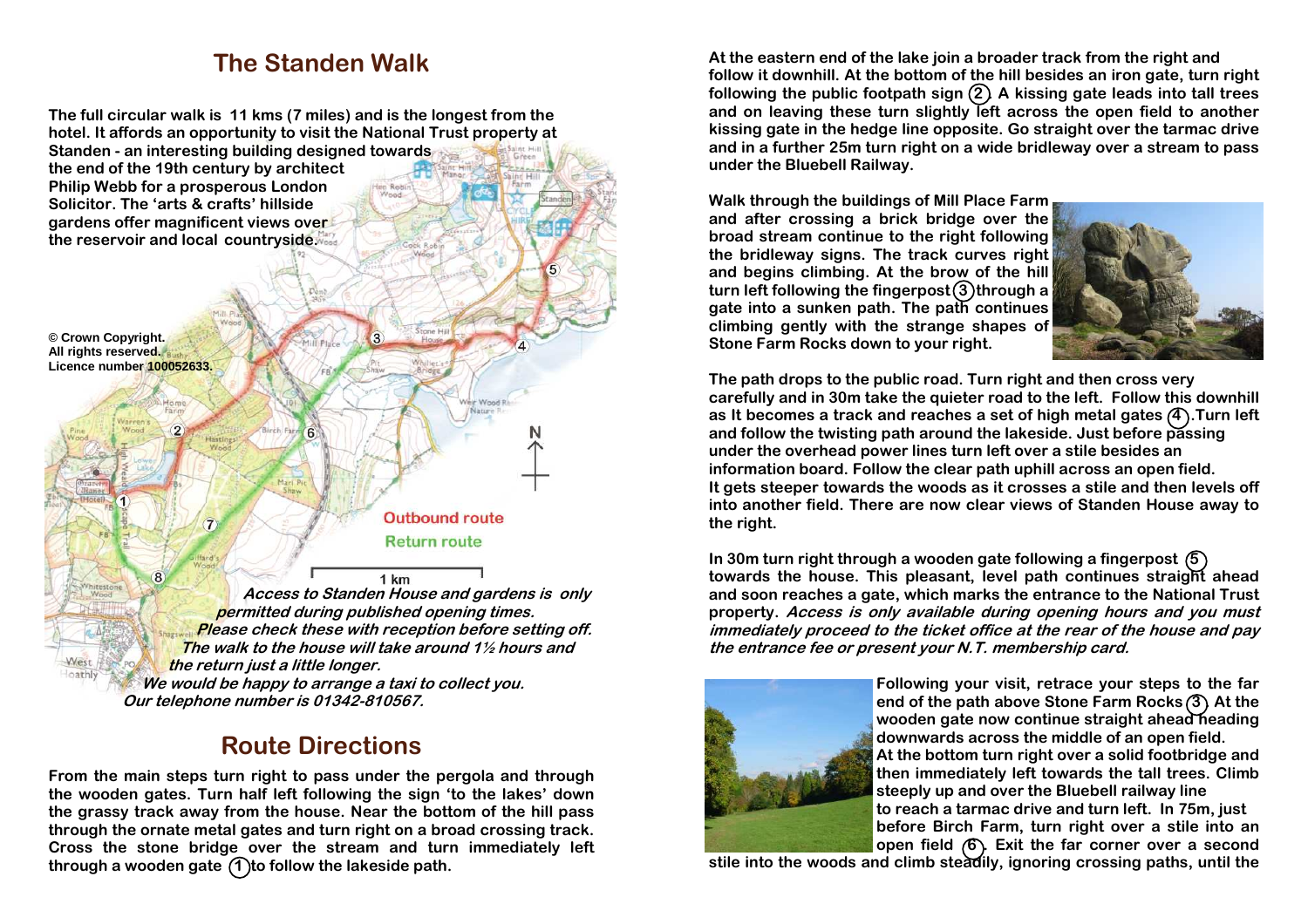# The Standen Walk

The full circular walk is 11 kms (7 miles) and is the longest from the hotel. It affords an opportunity to visit the National Trust property at Standen - an interesting building designed towards the end of the 19th century by architect Philip Webb for a prosperous London Solicitor. The 'arts & crafts' hillside gardens offer magnificent views over the reservoir and local countryside.

© Crown Copyright.
All rights reserved.
Licence number 100052633.

Outbound route
Return route
1 km
N

*Access to Standen House and gardens is only permitted during published opening times. Please check these with reception before setting off. The walk to the house will take around 1½ hours and the return just a little longer. We would be happy to arrange a taxi to collect you. Our telephone number is 01342-810567.*

## Route Directions

From the main steps turn right to pass under the pergola and through the wooden gates. Turn half left following the sign 'to the lakes' down the grassy track away from the house. Near the bottom of the hill pass through the ornate metal gates and turn right on a broad crossing track. Cross the stone bridge over the stream and turn immediately left through a wooden gate (1) to follow the lakeside path.

At the eastern end of the lake join a broader track from the right and follow it downhill. At the bottom of the hill besides an iron gate, turn right following the public footpath sign (2). A kissing gate leads into tall trees and on leaving these turn slightly left across the open field to another kissing gate in the hedge line opposite. Go straight over the tarmac drive and in a further 25m turn right on a wide bridleway over a stream to pass under the Bluebell Railway.

Walk through the buildings of Mill Place Farm and after crossing a brick bridge over the broad stream continue to the right following the bridleway signs. The track curves right and begins climbing. At the brow of the hill turn left following the fingerpost (3) through a gate into a sunken path. The path continues climbing gently with the strange shapes of Stone Farm Rocks down to your right.

The path drops to the public road. Turn right and then cross very carefully and in 30m take the quieter road to the left. Follow this downhill as It becomes a track and reaches a set of high metal gates (4). Turn left and follow the twisting path around the lakeside. Just before passing under the overhead power lines turn left over a stile besides an information board. Follow the clear path uphill across an open field. It gets steeper towards the woods as it crosses a stile and then levels off into another field. There are now clear views of Standen House away to the right.

In 30m turn right through a wooden gate following a fingerpost (5) towards the house. This pleasant, level path continues straight ahead and soon reaches a gate, which marks the entrance to the National Trust property. *Access is only available during opening hours and you must immediately proceed to the ticket office at the rear of the house and pay the entrance fee or present your N.T. membership card.*

Following your visit, retrace your steps to the far end of the path above Stone Farm Rocks (3). At the wooden gate now continue straight ahead heading downwards across the middle of an open field. At the bottom turn right over a solid footbridge and then immediately left towards the tall trees. Climb steeply up and over the Bluebell railway line to reach a tarmac drive and turn left. In 75m, just before Birch Farm, turn right over a stile into an open field (6). Exit the far corner over a second stile into the woods and climb steadily, ignoring crossing paths, until the